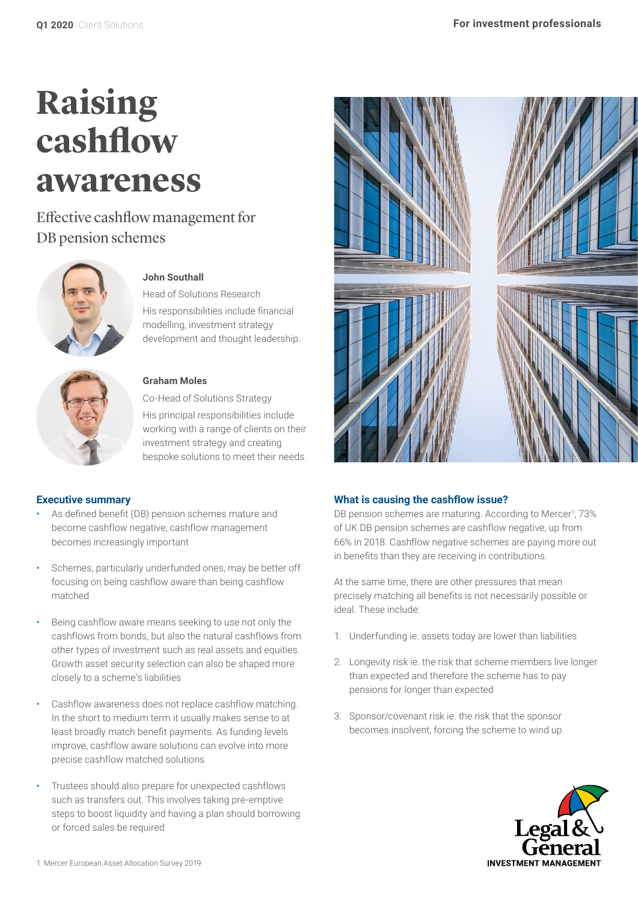# Raising cashflow awareness

## Effective cashflow management for DB pension schemes

**John Southall**

Head of Solutions Research

His responsibilities include financial modelling, investment strategy development and thought leadership.

**Graham Moles**

Co-Head of Solutions Strategy

His principal responsibilities include working with a range of clients on their investment strategy and creating bespoke solutions to meet their needs.

### Executive summary

- As defined benefit (DB) pension schemes mature and become cashflow negative, cashflow management becomes increasingly important
- Schemes, particularly underfunded ones, may be better off focusing on being cashflow aware than being cashflow matched
- Being cashflow aware means seeking to use not only the cashflows from bonds, but also the natural cashflows from other types of investment such as real assets and equities. Growth asset security selection can also be shaped more closely to a scheme's liabilities
- Cashflow awareness does not replace cashflow matching. In the short to medium term it usually makes sense to at least broadly match benefit payments. As funding levels improve, cashflow aware solutions can evolve into more precise cashflow matched solutions
- Trustees should also prepare for unexpected cashflows such as transfers out. This involves taking pre-emptive steps to boost liquidity and having a plan should borrowing or forced sales be required

### What is causing the cashflow issue?

DB pension schemes are maturing. According to Mercer[1], 73% of UK DB pension schemes are cashflow negative, up from 66% in 2018. Cashflow negative schemes are paying more out in benefits than they are receiving in contributions.

At the same time, there are other pressures that mean precisely matching all benefits is not necessarily possible or ideal. These include:

1. Underfunding ie. assets today are lower than liabilities
2. Longevity risk ie. the risk that scheme members live longer than expected and therefore the scheme has to pay pensions for longer than expected
3. Sponsor/covenant risk ie. the risk that the sponsor becomes insolvent, forcing the scheme to wind up

1. Mercer European Asset Allocation Survey 2019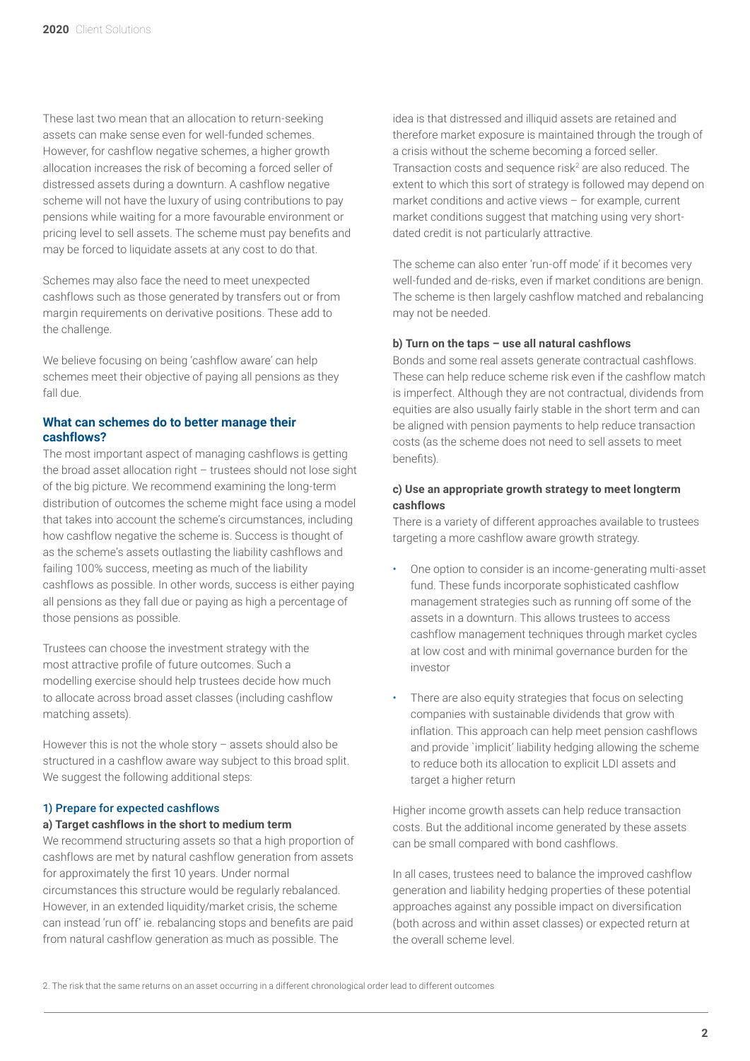These last two mean that an allocation to return-seeking assets can make sense even for well-funded schemes. However, for cashflow negative schemes, a higher growth allocation increases the risk of becoming a forced seller of distressed assets during a downturn. A cashflow negative scheme will not have the luxury of using contributions to pay pensions while waiting for a more favourable environment or pricing level to sell assets. The scheme must pay benefits and may be forced to liquidate assets at any cost to do that.

Schemes may also face the need to meet unexpected cashflows such as those generated by transfers out or from margin requirements on derivative positions. These add to the challenge.

We believe focusing on being 'cashflow aware' can help schemes meet their objective of paying all pensions as they fall due.

## What can schemes do to better manage their cashflows?

The most important aspect of managing cashflows is getting the broad asset allocation right – trustees should not lose sight of the big picture. We recommend examining the long-term distribution of outcomes the scheme might face using a model that takes into account the scheme's circumstances, including how cashflow negative the scheme is. Success is thought of as the scheme's assets outlasting the liability cashflows and failing 100% success, meeting as much of the liability cashflows as possible. In other words, success is either paying all pensions as they fall due or paying as high a percentage of those pensions as possible.

Trustees can choose the investment strategy with the most attractive profile of future outcomes. Such a modelling exercise should help trustees decide how much to allocate across broad asset classes (including cashflow matching assets).

However this is not the whole story – assets should also be structured in a cashflow aware way subject to this broad split. We suggest the following additional steps:

### 1) Prepare for expected cashflows

#### a) Target cashflows in the short to medium term

We recommend structuring assets so that a high proportion of cashflows are met by natural cashflow generation from assets for approximately the first 10 years. Under normal circumstances this structure would be regularly rebalanced. However, in an extended liquidity/market crisis, the scheme can instead 'run off' ie. rebalancing stops and benefits are paid from natural cashflow generation as much as possible. The idea is that distressed and illiquid assets are retained and therefore market exposure is maintained through the trough of a crisis without the scheme becoming a forced seller. Transaction costs and sequence risk[2] are also reduced. The extent to which this sort of strategy is followed may depend on market conditions and active views – for example, current market conditions suggest that matching using very short-dated credit is not particularly attractive.

The scheme can also enter 'run-off mode' if it becomes very well-funded and de-risks, even if market conditions are benign. The scheme is then largely cashflow matched and rebalancing may not be needed.

#### b) Turn on the taps – use all natural cashflows

Bonds and some real assets generate contractual cashflows. These can help reduce scheme risk even if the cashflow match is imperfect. Although they are not contractual, dividends from equities are also usually fairly stable in the short term and can be aligned with pension payments to help reduce transaction costs (as the scheme does not need to sell assets to meet benefits).

#### c) Use an appropriate growth strategy to meet longterm cashflows

There is a variety of different approaches available to trustees targeting a more cashflow aware growth strategy.

- One option to consider is an income-generating multi-asset fund. These funds incorporate sophisticated cashflow management strategies such as running off some of the assets in a downturn. This allows trustees to access cashflow management techniques through market cycles at low cost and with minimal governance burden for the investor
- There are also equity strategies that focus on selecting companies with sustainable dividends that grow with inflation. This approach can help meet pension cashflows and provide `implicit' liability hedging allowing the scheme to reduce both its allocation to explicit LDI assets and target a higher return

Higher income growth assets can help reduce transaction costs. But the additional income generated by these assets can be small compared with bond cashflows.

In all cases, trustees need to balance the improved cashflow generation and liability hedging properties of these potential approaches against any possible impact on diversification (both across and within asset classes) or expected return at the overall scheme level.

2. The risk that the same returns on an asset occurring in a different chronological order lead to different outcomes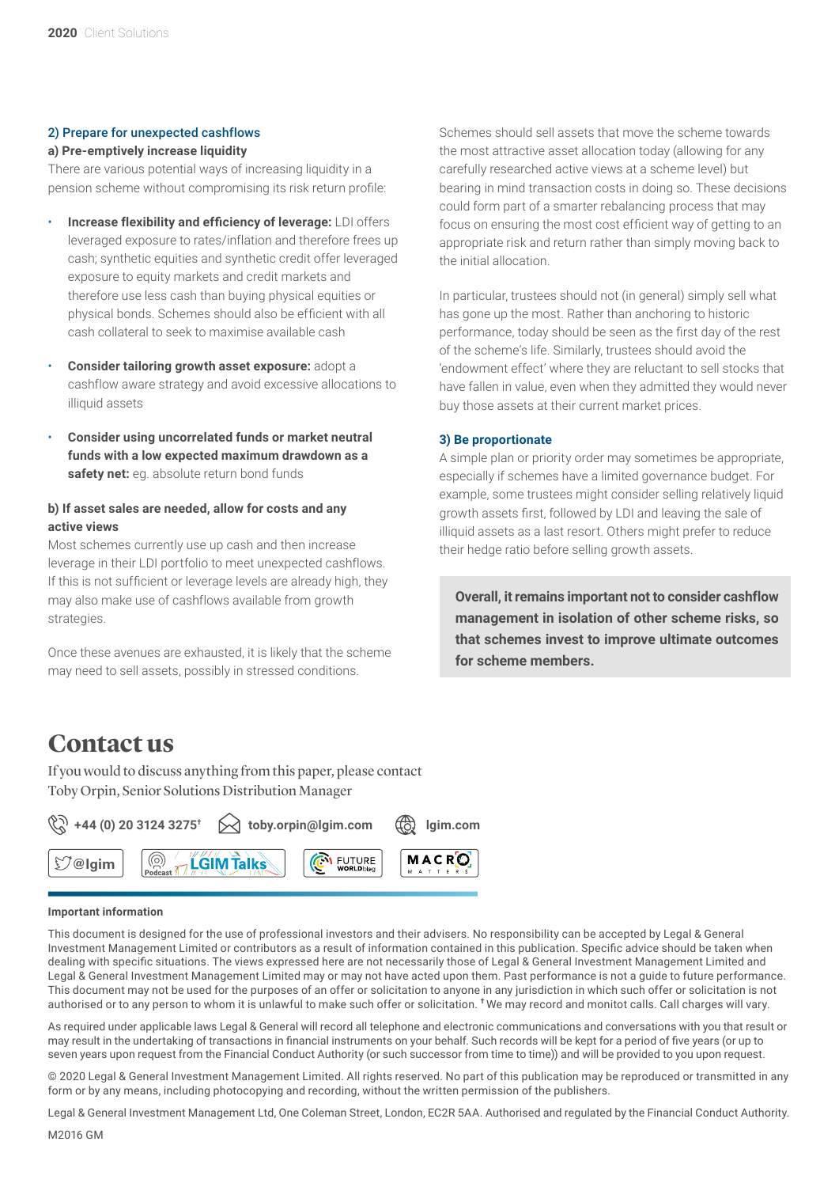### 2) Prepare for unexpected cashflows

**a) Pre-emptively increase liquidity**

There are various potential ways of increasing liquidity in a pension scheme without compromising its risk return profile:

- **Increase flexibility and efficiency of leverage:** LDI offers leveraged exposure to rates/inflation and therefore frees up cash; synthetic equities and synthetic credit offer leveraged exposure to equity markets and credit markets and therefore use less cash than buying physical equities or physical bonds. Schemes should also be efficient with all cash collateral to seek to maximise available cash
- **Consider tailoring growth asset exposure:** adopt a cashflow aware strategy and avoid excessive allocations to illiquid assets
- **Consider using uncorrelated funds or market neutral funds with a low expected maximum drawdown as a safety net:** eg. absolute return bond funds

**b) If asset sales are needed, allow for costs and any active views**

Most schemes currently use up cash and then increase leverage in their LDI portfolio to meet unexpected cashflows. If this is not sufficient or leverage levels are already high, they may also make use of cashflows available from growth strategies.

Once these avenues are exhausted, it is likely that the scheme may need to sell assets, possibly in stressed conditions.

Schemes should sell assets that move the scheme towards the most attractive asset allocation today (allowing for any carefully researched active views at a scheme level) but bearing in mind transaction costs in doing so. These decisions could form part of a smarter rebalancing process that may focus on ensuring the most cost efficient way of getting to an appropriate risk and return rather than simply moving back to the initial allocation.

In particular, trustees should not (in general) simply sell what has gone up the most. Rather than anchoring to historic performance, today should be seen as the first day of the rest of the scheme's life. Similarly, trustees should avoid the 'endowment effect' where they are reluctant to sell stocks that have fallen in value, even when they admitted they would never buy those assets at their current market prices.

### 3) Be proportionate

A simple plan or priority order may sometimes be appropriate, especially if schemes have a limited governance budget. For example, some trustees might consider selling relatively liquid growth assets first, followed by LDI and leaving the sale of illiquid assets as a last resort. Others might prefer to reduce their hedge ratio before selling growth assets.

**Overall, it remains important not to consider cashflow management in isolation of other scheme risks, so that schemes invest to improve ultimate outcomes for scheme members.**

## Contact us

If you would to discuss anything from this paper, please contact Toby Orpin, Senior Solutions Distribution Manager

+44 (0) 20 3124 3275† toby.orpin@lgim.com lgim.com

@lgim LGIM Talks FUTURE WORLD blog MACRO MATTERS

**Important information**

This document is designed for the use of professional investors and their advisers. No responsibility can be accepted by Legal & General Investment Management Limited or contributors as a result of information contained in this publication. Specific advice should be taken when dealing with specific situations. The views expressed here are not necessarily those of Legal & General Investment Management Limited and Legal & General Investment Management Limited may or may not have acted upon them. Past performance is not a guide to future performance. This document may not be used for the purposes of an offer or solicitation to anyone in any jurisdiction in which such offer or solicitation is not authorised or to any person to whom it is unlawful to make such offer or solicitation. † We may record and monitot calls. Call charges will vary.

As required under applicable laws Legal & General will record all telephone and electronic communications and conversations with you that result or may result in the undertaking of transactions in financial instruments on your behalf. Such records will be kept for a period of five years (or up to seven years upon request from the Financial Conduct Authority (or such successor from time to time)) and will be provided to you upon request.

© 2020 Legal & General Investment Management Limited. All rights reserved. No part of this publication may be reproduced or transmitted in any form or by any means, including photocopying and recording, without the written permission of the publishers.

Legal & General Investment Management Ltd, One Coleman Street, London, EC2R 5AA. Authorised and regulated by the Financial Conduct Authority.

M2016 GM